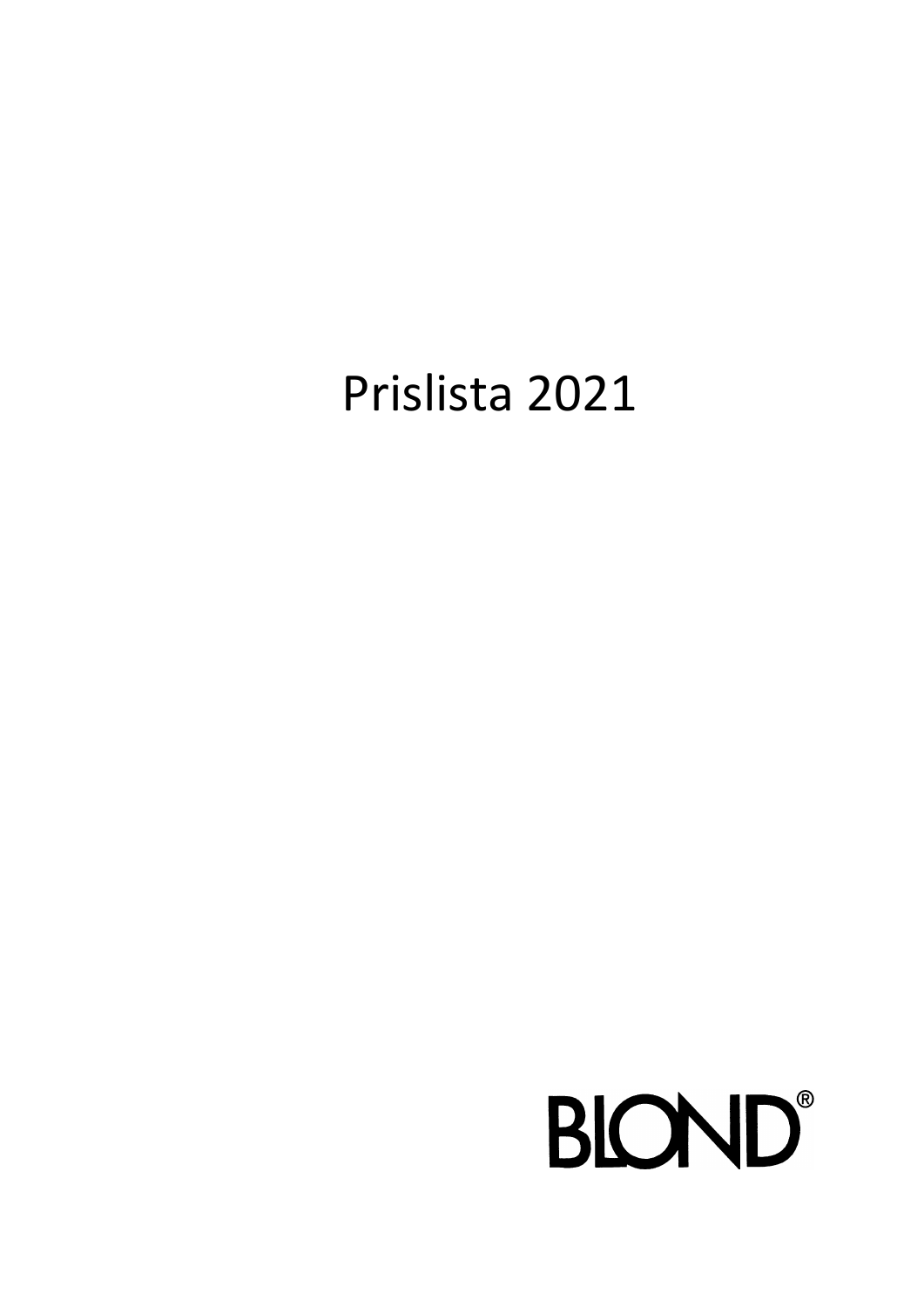# Prislista 2021

BLOND®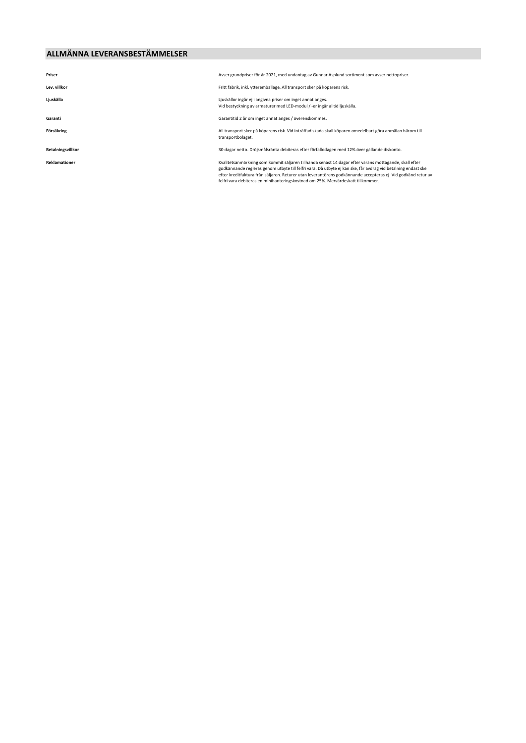# ALLMÄNNA LEVERANSBESTÄMMELSER

| | |
|---|---|
| **Priser** | Avser grundpriser för år 2021, med undantag av Gunnar Asplund sortiment som avser nettopriser. |
| **Lev. villkor** | Fritt fabrik, inkl. ytteremballage. All transport sker på köparens risk. |
| **Ljuskälla** | Ljuskällor ingår ej i angivna priser om inget annat anges.<br>Vid bestyckning av armaturer med LED-modul / -er ingår alltid ljuskälla. |
| **Garanti** | Garantitid 2 år om inget annat anges / överenskommes. |
| **Försäkring** | All transport sker på köparens risk. Vid inträffad skada skall köparen omedelbart göra anmälan härom till transportbolaget. |
| **Betalningsvillkor** | 30 dagar netto. Dröjsmålsränta debiteras efter förfallodagen med 12% över gällande diskonto. |
| **Reklamationer** | Kvalitetsanmärkning som kommit säljaren tillhanda senast 14 dagar efter varans mottagande, skall efter godkännande regleras genom utbyte till felfri vara. Då utbyte ej kan ske, får avdrag vid betalning endast ske efter kreditfaktura från säljaren. Returer utan leverantörens godkännande accepteras ej. Vid godkänd retur av felfri vara debiteras en minihanteringskostnad om 25%. Mervärdeskatt tillkommer. |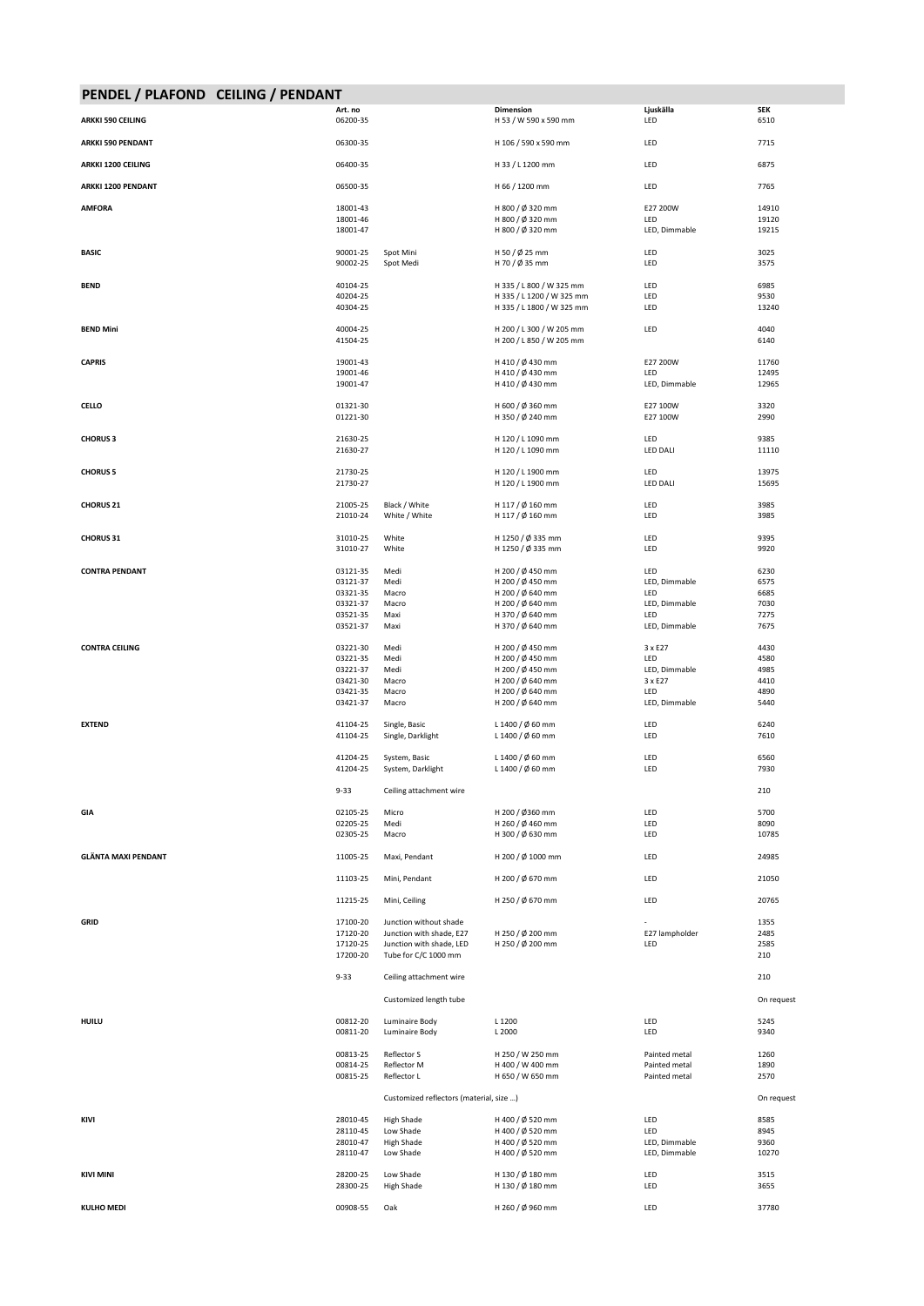## PENDEL / PLAFOND CEILING / PENDANT

| | Art. no | | Dimension | Ljuskälla | SEK |
|---|---|---|---|---|---|
| **ARKKI 590 CEILING** | 06200-35 | | H 53 / W 590 x 590 mm | LED | 6510 |
| **ARKKI 590 PENDANT** | 06300-35 | | H 106 / 590 x 590 mm | LED | 7715 |
| **ARKKI 1200 CEILING** | 06400-35 | | H 33 / L 1200 mm | LED | 6875 |
| **ARKKI 1200 PENDANT** | 06500-35 | | H 66 / 1200 mm | LED | 7765 |
| **AMFORA** | 18001-43 | | H 800 / Ø 320 mm | E27 200W | 14910 |
| | 18001-46 | | H 800 / Ø 320 mm | LED | 19120 |
| | 18001-47 | | H 800 / Ø 320 mm | LED, Dimmable | 19215 |
| **BASIC** | 90001-25 | Spot Mini | H 50 / Ø 25 mm | LED | 3025 |
| | 90002-25 | Spot Medi | H 70 / Ø 35 mm | LED | 3575 |
| **BEND** | 40104-25 | | H 335 / L 800 / W 325 mm | LED | 6985 |
| | 40204-25 | | H 335 / L 1200 / W 325 mm | LED | 9530 |
| | 40304-25 | | H 335 / L 1800 / W 325 mm | LED | 13240 |
| **BEND Mini** | 40004-25 | | H 200 / L 300 / W 205 mm | LED | 4040 |
| | 41504-25 | | H 200 / L 850 / W 205 mm | | 6140 |
| **CAPRIS** | 19001-43 | | H 410 / Ø 430 mm | E27 200W | 11760 |
| | 19001-46 | | H 410 / Ø 430 mm | LED | 12495 |
| | 19001-47 | | H 410 / Ø 430 mm | LED, Dimmable | 12965 |
| **CELLO** | 01321-30 | | H 600 / Ø 360 mm | E27 100W | 3320 |
| | 01221-30 | | H 350 / Ø 240 mm | E27 100W | 2990 |
| **CHORUS 3** | 21630-25 | | H 120 / L 1090 mm | LED | 9385 |
| | 21630-27 | | H 120 / L 1090 mm | LED DALI | 11110 |
| **CHORUS 5** | 21730-25 | | H 120 / L 1900 mm | LED | 13975 |
| | 21730-27 | | H 120 / L 1900 mm | LED DALI | 15695 |
| **CHORUS 21** | 21005-25 | Black / White | H 117 / Ø 160 mm | LED | 3985 |
| | 21010-24 | White / White | H 117 / Ø 160 mm | LED | 3985 |
| **CHORUS 31** | 31010-25 | White | H 1250 / Ø 335 mm | LED | 9395 |
| | 31010-27 | White | H 1250 / Ø 335 mm | LED | 9920 |
| **CONTRA PENDANT** | 03121-35 | Medi | H 200 / Ø 450 mm | LED | 6230 |
| | 03121-37 | Medi | H 200 / Ø 450 mm | LED, Dimmable | 6575 |
| | 03321-35 | Macro | H 200 / Ø 640 mm | LED | 6685 |
| | 03321-37 | Macro | H 200 / Ø 640 mm | LED, Dimmable | 7030 |
| | 03521-35 | Maxi | H 370 / Ø 640 mm | LED | 7275 |
| | 03521-37 | Maxi | H 370 / Ø 640 mm | LED, Dimmable | 7675 |
| **CONTRA CEILING** | 03221-30 | Medi | H 200 / Ø 450 mm | 3 x E27 | 4430 |
| | 03221-35 | Medi | H 200 / Ø 450 mm | LED | 4580 |
| | 03221-37 | Medi | H 200 / Ø 450 mm | LED, Dimmable | 4985 |
| | 03421-30 | Macro | H 200 / Ø 640 mm | 3 x E27 | 4410 |
| | 03421-35 | Macro | H 200 / Ø 640 mm | LED | 4890 |
| | 03421-37 | Macro | H 200 / Ø 640 mm | LED, Dimmable | 5440 |
| **EXTEND** | 41104-25 | Single, Basic | L 1400 / Ø 60 mm | LED | 6240 |
| | 41104-25 | Single, Darklight | L 1400 / Ø 60 mm | LED | 7610 |
| | 41204-25 | System, Basic | L 1400 / Ø 60 mm | LED | 6560 |
| | 41204-25 | System, Darklight | L 1400 / Ø 60 mm | LED | 7930 |
| | 9-33 | Ceiling attachment wire | | | 210 |
| **GIA** | 02105-25 | Micro | H 200 / Ø360 mm | LED | 5700 |
| | 02205-25 | Medi | H 260 / Ø 460 mm | LED | 8090 |
| | 02305-25 | Macro | H 300 / Ø 630 mm | LED | 10785 |
| **GLÄNTA MAXI PENDANT** | 11005-25 | Maxi, Pendant | H 200 / Ø 1000 mm | LED | 24985 |
| | 11103-25 | Mini, Pendant | H 200 / Ø 670 mm | LED | 21050 |
| | 11215-25 | Mini, Ceiling | H 250 / Ø 670 mm | LED | 20765 |
| **GRID** | 17100-20 | Junction without shade | | - | 1355 |
| | 17120-20 | Junction with shade, E27 | H 250 / Ø 200 mm | E27 lampholder | 2485 |
| | 17120-25 | Junction with shade, LED | H 250 / Ø 200 mm | LED | 2585 |
| | 17200-20 | Tube for C/C 1000 mm | | | 210 |
| | 9-33 | Ceiling attachment wire | | | 210 |
| | | Customized length tube | | | On request |
| **HUILU** | 00812-20 | Luminaire Body | L 1200 | LED | 5245 |
| | 00811-20 | Luminaire Body | L 2000 | LED | 9340 |
| | 00813-25 | Reflector S | H 250 / W 250 mm | Painted metal | 1260 |
| | 00814-25 | Reflector M | H 400 / W 400 mm | Painted metal | 1890 |
| | 00815-25 | Reflector L | H 650 / W 650 mm | Painted metal | 2570 |
| | | Customized reflectors (material, size ...) | | | On request |
| **KIVI** | 28010-45 | High Shade | H 400 / Ø 520 mm | LED | 8585 |
| | 28110-45 | Low Shade | H 400 / Ø 520 mm | LED | 8945 |
| | 28010-47 | High Shade | H 400 / Ø 520 mm | LED, Dimmable | 9360 |
| | 28110-47 | Low Shade | H 400 / Ø 520 mm | LED, Dimmable | 10270 |
| **KIVI MINI** | 28200-25 | Low Shade | H 130 / Ø 180 mm | LED | 3515 |
| | 28300-25 | High Shade | H 130 / Ø 180 mm | LED | 3655 |
| **KULHO MEDI** | 00908-55 | Oak | H 260 / Ø 960 mm | LED | 37780 |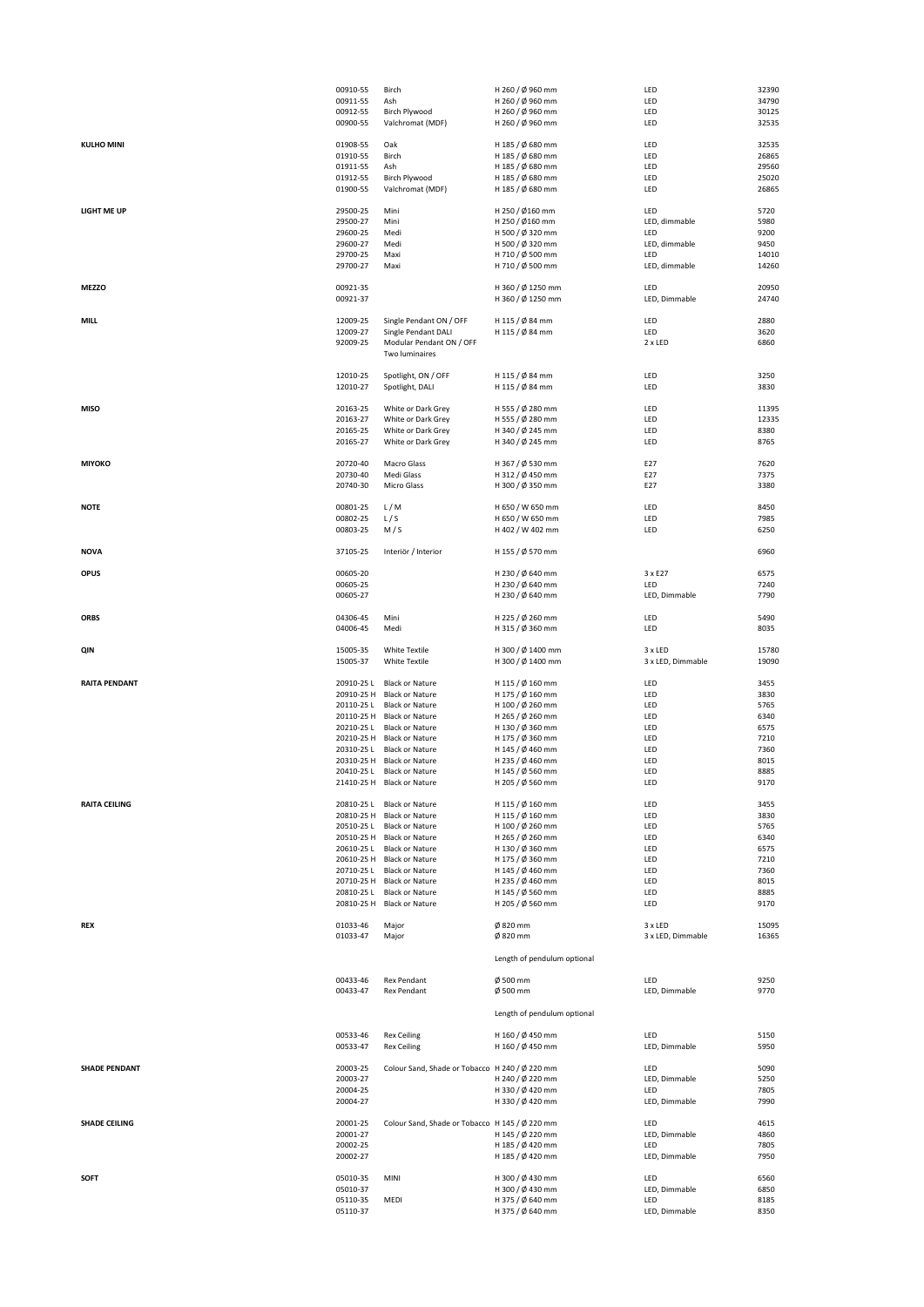| | | | | | |
|---|---|---|---|---|---|
| | 00910-55 | Birch | H 260 / Ø 960 mm | LED | 32390 |
| | 00911-55 | Ash | H 260 / Ø 960 mm | LED | 34790 |
| | 00912-55 | Birch Plywood | H 260 / Ø 960 mm | LED | 30125 |
| | 00900-55 | Valchromat (MDF) | H 260 / Ø 960 mm | LED | 32535 |
| **KULHO MINI** | 01908-55 | Oak | H 185 / Ø 680 mm | LED | 32535 |
| | 01910-55 | Birch | H 185 / Ø 680 mm | LED | 26865 |
| | 01911-55 | Ash | H 185 / Ø 680 mm | LED | 29560 |
| | 01912-55 | Birch Plywood | H 185 / Ø 680 mm | LED | 25020 |
| | 01900-55 | Valchromat (MDF) | H 185 / Ø 680 mm | LED | 26865 |
| **LIGHT ME UP** | 29500-25 | Mini | H 250 / Ø160 mm | LED | 5720 |
| | 29500-27 | Mini | H 250 / Ø160 mm | LED, dimmable | 5980 |
| | 29600-25 | Medi | H 500 / Ø 320 mm | LED | 9200 |
| | 29600-27 | Medi | H 500 / Ø 320 mm | LED, dimmable | 9450 |
| | 29700-25 | Maxi | H 710 / Ø 500 mm | LED | 14010 |
| | 29700-27 | Maxi | H 710 / Ø 500 mm | LED, dimmable | 14260 |
| **MEZZO** | 00921-35 | | H 360 / Ø 1250 mm | LED | 20950 |
| | 00921-37 | | H 360 / Ø 1250 mm | LED, Dimmable | 24740 |
| **MILL** | 12009-25 | Single Pendant ON / OFF | H 115 / Ø 84 mm | LED | 2880 |
| | 12009-27 | Single Pendant DALI | H 115 / Ø 84 mm | LED | 3620 |
| | 92009-25 | Modular Pendant ON / OFF Two luminaires | | 2 x LED | 6860 |
| | 12010-25 | Spotlight, ON / OFF | H 115 / Ø 84 mm | LED | 3250 |
| | 12010-27 | Spotlight, DALI | H 115 / Ø 84 mm | LED | 3830 |
| **MISO** | 20163-25 | White or Dark Grey | H 555 / Ø 280 mm | LED | 11395 |
| | 20163-27 | White or Dark Grey | H 555 / Ø 280 mm | LED | 12335 |
| | 20165-25 | White or Dark Grey | H 340 / Ø 245 mm | LED | 8380 |
| | 20165-27 | White or Dark Grey | H 340 / Ø 245 mm | LED | 8765 |
| **MIYOKO** | 20720-40 | Macro Glass | H 367 / Ø 530 mm | E27 | 7620 |
| | 20730-40 | Medi Glass | H 312 / Ø 450 mm | E27 | 7375 |
| | 20740-30 | Micro Glass | H 300 / Ø 350 mm | E27 | 3380 |
| **NOTE** | 00801-25 | L / M | H 650 / W 650 mm | LED | 8450 |
| | 00802-25 | L / S | H 650 / W 650 mm | LED | 7985 |
| | 00803-25 | M / S | H 402 / W 402 mm | LED | 6250 |
| **NOVA** | 37105-25 | Interiör / Interior | H 155 / Ø 570 mm | | 6960 |
| **OPUS** | 00605-20 | | H 230 / Ø 640 mm | 3 x E27 | 6575 |
| | 00605-25 | | H 230 / Ø 640 mm | LED | 7240 |
| | 00605-27 | | H 230 / Ø 640 mm | LED, Dimmable | 7790 |
| **ORBS** | 04306-45 | Mini | H 225 / Ø 260 mm | LED | 5490 |
| | 04006-45 | Medi | H 315 / Ø 360 mm | LED | 8035 |
| **QIN** | 15005-35 | White Textile | H 300 / Ø 1400 mm | 3 x LED | 15780 |
| | 15005-37 | White Textile | H 300 / Ø 1400 mm | 3 x LED, Dimmable | 19090 |
| **RAITA PENDANT** | 20910-25 L | Black or Nature | H 115 / Ø 160 mm | LED | 3455 |
| | 20910-25 H | Black or Nature | H 175 / Ø 160 mm | LED | 3830 |
| | 20110-25 L | Black or Nature | H 100 / Ø 260 mm | LED | 5765 |
| | 20110-25 H | Black or Nature | H 265 / Ø 260 mm | LED | 6340 |
| | 20210-25 L | Black or Nature | H 130 / Ø 360 mm | LED | 6575 |
| | 20210-25 H | Black or Nature | H 175 / Ø 360 mm | LED | 7210 |
| | 20310-25 L | Black or Nature | H 145 / Ø 460 mm | LED | 7360 |
| | 20310-25 H | Black or Nature | H 235 / Ø 460 mm | LED | 8015 |
| | 20410-25 L | Black or Nature | H 145 / Ø 560 mm | LED | 8885 |
| | 21410-25 H | Black or Nature | H 205 / Ø 560 mm | LED | 9170 |
| **RAITA CEILING** | 20810-25 L | Black or Nature | H 115 / Ø 160 mm | LED | 3455 |
| | 20810-25 H | Black or Nature | H 115 / Ø 160 mm | LED | 3830 |
| | 20510-25 L | Black or Nature | H 100 / Ø 260 mm | LED | 5765 |
| | 20510-25 H | Black or Nature | H 265 / Ø 260 mm | LED | 6340 |
| | 20610-25 L | Black or Nature | H 130 / Ø 360 mm | LED | 6575 |
| | 20610-25 H | Black or Nature | H 175 / Ø 360 mm | LED | 7210 |
| | 20710-25 L | Black or Nature | H 145 / Ø 460 mm | LED | 7360 |
| | 20710-25 H | Black or Nature | H 235 / Ø 460 mm | LED | 8015 |
| | 20810-25 L | Black or Nature | H 145 / Ø 560 mm | LED | 8885 |
| | 20810-25 H | Black or Nature | H 205 / Ø 560 mm | LED | 9170 |
| **REX** | 01033-46 | Major | Ø 820 mm | 3 x LED | 15095 |
| | 01033-47 | Major | Ø 820 mm | 3 x LED, Dimmable | 16365 |
| | | | Length of pendulum optional | | |
| | 00433-46 | Rex Pendant | Ø 500 mm | LED | 9250 |
| | 00433-47 | Rex Pendant | Ø 500 mm | LED, Dimmable | 9770 |
| | | | Length of pendulum optional | | |
| | 00533-46 | Rex Ceiling | H 160 / Ø 450 mm | LED | 5150 |
| | 00533-47 | Rex Ceiling | H 160 / Ø 450 mm | LED, Dimmable | 5950 |
| **SHADE PENDANT** | 20003-25 | Colour Sand, Shade or Tobacco | H 240 / Ø 220 mm | LED | 5090 |
| | 20003-27 | | H 240 / Ø 220 mm | LED, Dimmable | 5250 |
| | 20004-25 | | H 330 / Ø 420 mm | LED | 7805 |
| | 20004-27 | | H 330 / Ø 420 mm | LED, Dimmable | 7990 |
| **SHADE CEILING** | 20001-25 | Colour Sand, Shade or Tobacco | H 145 / Ø 220 mm | LED | 4615 |
| | 20001-27 | | H 145 / Ø 220 mm | LED, Dimmable | 4860 |
| | 20002-25 | | H 185 / Ø 420 mm | LED | 7805 |
| | 20002-27 | | H 185 / Ø 420 mm | LED, Dimmable | 7950 |
| **SOFT** | 05010-35 | MINI | H 300 / Ø 430 mm | LED | 6560 |
| | 05010-37 | | H 300 / Ø 430 mm | LED, Dimmable | 6850 |
| | 05110-35 | MEDI | H 375 / Ø 640 mm | LED | 8185 |
| | 05110-37 | | H 375 / Ø 640 mm | LED, Dimmable | 8350 |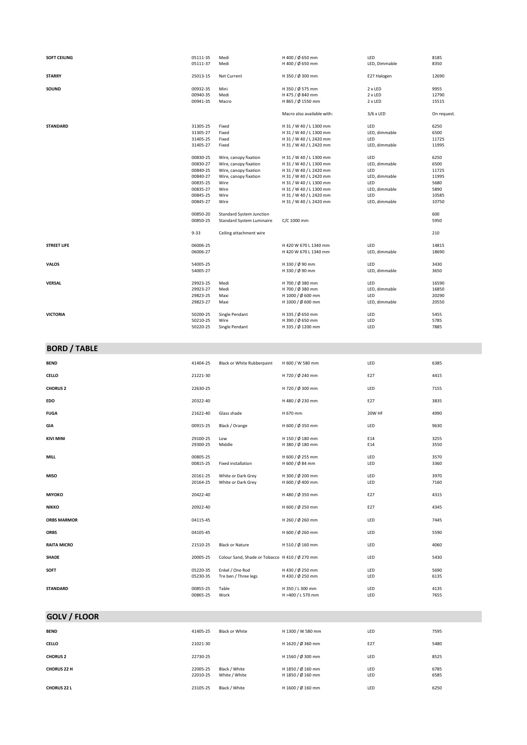| | | | | | |
|---|---|---|---|---|---|
| **SOFT CEILING** | 05111-35 | Medi | H 400 / Ø 650 mm | LED | 8185 |
| | 05111-37 | Medi | H 400 / Ø 650 mm | LED, Dimmable | 8350 |
| **STARRY** | 25013-15 | Net Current | H 350 / Ø 300 mm | E27 Halogen | 12690 |
| **SOUND** | 00932-35 | Mini | H 350 / Ø 575 mm | 2 x LED | 9955 |
| | 00940-35 | Medi | H 475 / Ø 840 mm | 2 x LED | 12790 |
| | 00941-35 | Macro | H 865 / Ø 1550 mm | 2 x LED | 15515 |
| | | | Macro also available with: | 3/6 x LED | On request. |
| **STANDARD** | 31305-25 | Fixed | H 31 / W 40 / L 1300 mm | LED | 6250 |
| | 31305-27 | Fixed | H 31 / W 40 / L 1300 mm | LED, dimmable | 6500 |
| | 31405-25 | Fixed | H 31 / W 40 / L 2420 mm | LED | 11725 |
| | 31405-27 | Fixed | H 31 / W 40 / L 2420 mm | LED, dimmable | 11995 |
| | 00830-25 | Wire, canopy fixation | H 31 / W 40 / L 1300 mm | LED | 6250 |
| | 00830-27 | Wire, canopy fixation | H 31 / W 40 / L 1300 mm | LED, dimmable | 6500 |
| | 00840-25 | Wire, canopy fixation | H 31 / W 40 / L 2420 mm | LED | 11725 |
| | 00840-27 | Wire, canopy fixation | H 31 / W 40 / L 2420 mm | LED, dimmable | 11995 |
| | 00835-25 | Wire | H 31 / W 40 / L 1300 mm | LED | 5680 |
| | 00835-27 | Wire | H 31 / W 40 / L 1300 mm | LED, dimmable | 5890 |
| | 00845-25 | Wire | H 31 / W 40 / L 2420 mm | LED | 10585 |
| | 00845-27 | Wire | H 31 / W 40 / L 2420 mm | LED, dimmable | 10750 |
| | 00850-20 | Standard System Junction | | | 600 |
| | 00850-25 | Standard System Luminaire | C/C 1000 mm | | 5950 |
| | 9-33 | Ceiling attachment wire | | | 210 |
| **STREET LIFE** | 06006-25 | | H 420 W 670 L 1340 mm | LED | 14815 |
| | 06006-27 | | H 420 W 670 L 1340 mm | LED, dimmable | 18690 |
| **VALOS** | 54005-25 | | H 330 / Ø 90 mm | LED | 3430 |
| | 54005-27 | | H 330 / Ø 90 mm | LED, dimmable | 3650 |
| **VERSAL** | 29923-25 | Medi | H 700 / Ø 380 mm | LED | 16590 |
| | 29923-27 | Medi | H 700 / Ø 380 mm | LED, dimmable | 16850 |
| | 29823-25 | Maxi | H 1000 / Ø 600 mm | LED | 20290 |
| | 29823-27 | Maxi | H 1000 / Ø 600 mm | LED, dimmable | 20550 |
| **VICTORIA** | 50200-25 | Single Pendant | H 335 / Ø 650 mm | LED | 5455 |
| | 50210-25 | Wire | H 390 / Ø 650 mm | LED | 5785 |
| | 50220-25 | Single Pendant | H 335 / Ø 1200 mm | LED | 7885 |

## BORD / TABLE

| | | | | | |
|---|---|---|---|---|---|
| **BEND** | 41404-25 | Black or White Rubberpaint | H 600 / W 580 mm | LED | 6385 |
| **CELLO** | 21221-30 | | H 720 / Ø 240 mm | E27 | 4415 |
| **CHORUS 2** | 22630-25 | | H 720 / Ø 300 mm | LED | 7155 |
| **EDO** | 20322-40 | | H 480 / Ø 230 mm | E27 | 3835 |
| **FUGA** | 21622-40 | Glass shade | H 670 mm | 20W HF | 4990 |
| **GIA** | 00915-25 | Black / Orange | H 600 / Ø 350 mm | LED | 9630 |
| **KIVI MINI** | 29100-25 | Low | H 150 / Ø 180 mm | E14 | 3255 |
| | 29300-25 | Middle | H 380 / Ø 180 mm | E14 | 3550 |
| **MILL** | 00805-25 | | H 600 / Ø 255 mm | LED | 3570 |
| | 00815-25 | Fixed installation | H 600 / Ø 84 mm | LED | 3360 |
| **MISO** | 20161-25 | White or Dark Grey | H 300 / Ø 200 mm | LED | 3970 |
| | 20164-25 | White or Dark Grey | H 600 / Ø 400 mm | LED | 7160 |
| **MIYOKO** | 20422-40 | | H 480 / Ø 350 mm | E27 | 4315 |
| **NIKKO** | 20922-40 | | H 600 / Ø 250 mm | E27 | 4345 |
| **ORBS MARMOR** | 04115-45 | | H 260 / Ø 260 mm | LED | 7445 |
| **ORBS** | 04105-45 | | H 600 / Ø 260 mm | LED | 5590 |
| **RAITA MICRO** | 21510-25 | Black or Nature | H 510 / Ø 160 mm | LED | 4060 |
| **SHADE** | 20005-25 | Colour Sand, Shade or Tobacco | H 410 / Ø 270 mm | LED | 5430 |
| **SOFT** | 05220-35 | Enkel / One Rod | H 430 / Ø 250 mm | LED | 5690 |
| | 05230-35 | Tre ben / Three legs | H 430 / Ø 250 mm | LED | 6135 |
| **STANDARD** | 00855-25 | Table | H 350 / L 300 mm | LED | 4135 |
| | 00865-25 | Work | H >400 / L 570 mm | LED | 7655 |

## GOLV / FLOOR

| | | | | | |
|---|---|---|---|---|---|
| **BEND** | 41405-25 | Black or White | H 1300 / W 580 mm | LED | 7595 |
| **CELLO** | 21021-30 | | H 1620 / Ø 360 mm | E27 | 5480 |
| **CHORUS 2** | 22730-25 | | H 1560 / Ø 300 mm | LED | 8525 |
| **CHORUS 22 H** | 22005-25 | Black / White | H 1850 / Ø 160 mm | LED | 6785 |
| | 22010-25 | White / White | H 1850 / Ø 160 mm | LED | 6585 |
| **CHORUS 22 L** | 23105-25 | Black / White | H 1600 / Ø 160 mm | LED | 6250 |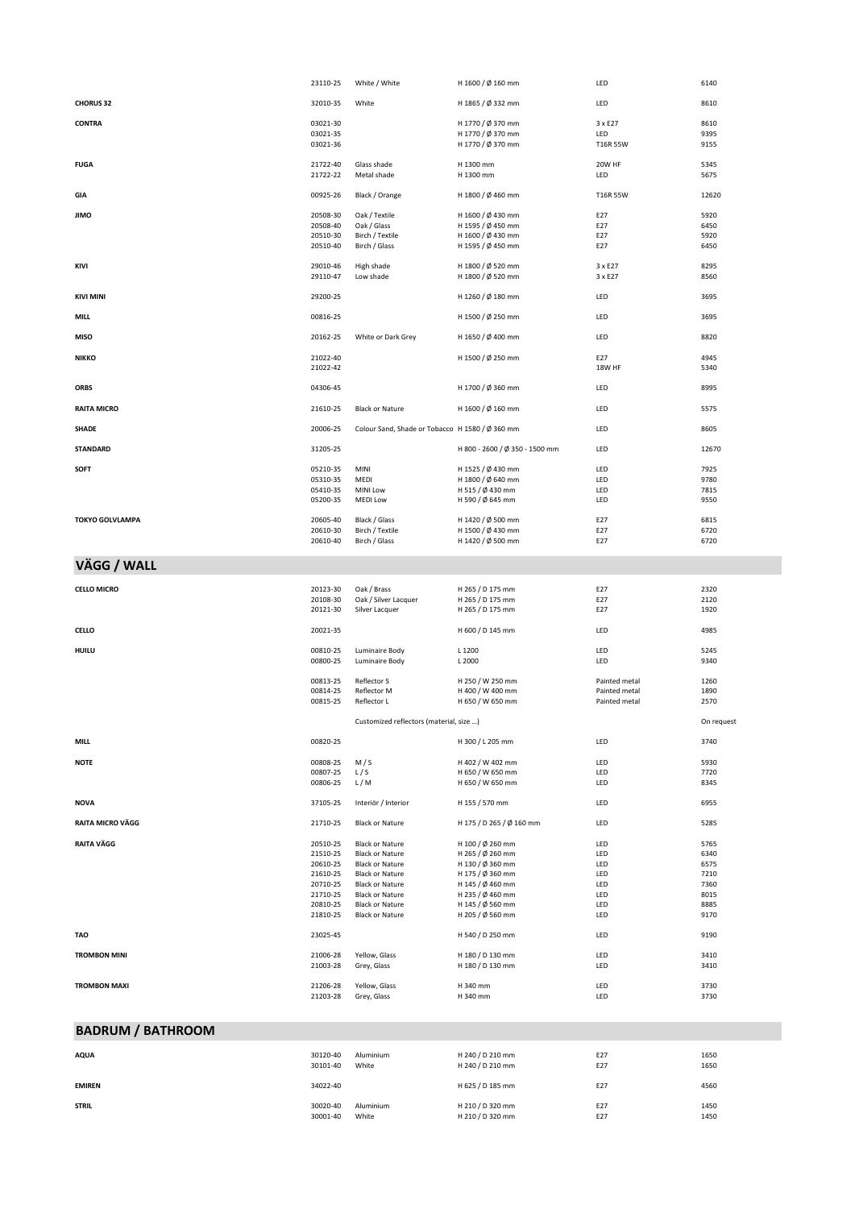| | | | | | |
|---|---|---|---|---|---|
| | 23110-25 | White / White | H 1600 / Ø 160 mm | LED | 6140 |
| **CHORUS 32** | 32010-35 | White | H 1865 / Ø 332 mm | LED | 8610 |
| **CONTRA** | 03021-30 | | H 1770 / Ø 370 mm | 3 x E27 | 8610 |
| | 03021-35 | | H 1770 / Ø 370 mm | LED | 9395 |
| | 03021-36 | | H 1770 / Ø 370 mm | T16R 55W | 9155 |
| **FUGA** | 21722-40 | Glass shade | H 1300 mm | 20W HF | 5345 |
| | 21722-22 | Metal shade | H 1300 mm | LED | 5675 |
| **GIA** | 00925-26 | Black / Orange | H 1800 / Ø 460 mm | T16R 55W | 12620 |
| **JIMO** | 20508-30 | Oak / Textile | H 1600 / Ø 430 mm | E27 | 5920 |
| | 20508-40 | Oak / Glass | H 1595 / Ø 450 mm | E27 | 6450 |
| | 20510-30 | Birch / Textile | H 1600 / Ø 430 mm | E27 | 5920 |
| | 20510-40 | Birch / Glass | H 1595 / Ø 450 mm | E27 | 6450 |
| **KIVI** | 29010-46 | High shade | H 1800 / Ø 520 mm | 3 x E27 | 8295 |
| | 29110-47 | Low shade | H 1800 / Ø 520 mm | 3 x E27 | 8560 |
| **KIVI MINI** | 29200-25 | | H 1260 / Ø 180 mm | LED | 3695 |
| **MILL** | 00816-25 | | H 1500 / Ø 250 mm | LED | 3695 |
| **MISO** | 20162-25 | White or Dark Grey | H 1650 / Ø 400 mm | LED | 8820 |
| **NIKKO** | 21022-40 | | H 1500 / Ø 250 mm | E27 | 4945 |
| | 21022-42 | | | 18W HF | 5340 |
| **ORBS** | 04306-45 | | H 1700 / Ø 360 mm | LED | 8995 |
| **RAITA MICRO** | 21610-25 | Black or Nature | H 1600 / Ø 160 mm | LED | 5575 |
| **SHADE** | 20006-25 | Colour Sand, Shade or Tobacco | H 1580 / Ø 360 mm | LED | 8605 |
| **STANDARD** | 31205-25 | | H 800 - 2600 / Ø 350 - 1500 mm | LED | 12670 |
| **SOFT** | 05210-35 | MINI | H 1525 / Ø 430 mm | LED | 7925 |
| | 05310-35 | MEDI | H 1800 / Ø 640 mm | LED | 9780 |
| | 05410-35 | MINI Low | H 515 / Ø 430 mm | LED | 7815 |
| | 05200-35 | MEDI Low | H 590 / Ø 645 mm | LED | 9550 |
| **TOKYO GOLVLAMPA** | 20605-40 | Black / Glass | H 1420 / Ø 500 mm | E27 | 6815 |
| | 20610-30 | Birch / Textile | H 1500 / Ø 430 mm | E27 | 6720 |
| | 20610-40 | Birch / Glass | H 1420 / Ø 500 mm | E27 | 6720 |

## VÄGG / WALL

| | | | | | |
|---|---|---|---|---|---|
| **CELLO MICRO** | 20123-30 | Oak / Brass | H 265 / D 175 mm | E27 | 2320 |
| | 20108-30 | Oak / Silver Lacquer | H 265 / D 175 mm | E27 | 2120 |
| | 20121-30 | Silver Lacquer | H 265 / D 175 mm | E27 | 1920 |
| **CELLO** | 20021-35 | | H 600 / D 145 mm | LED | 4985 |
| **HUILU** | 00810-25 | Luminaire Body | L 1200 | LED | 5245 |
| | 00800-25 | Luminaire Body | L 2000 | LED | 9340 |
| | 00813-25 | Reflector S | H 250 / W 250 mm | Painted metal | 1260 |
| | 00814-25 | Reflector M | H 400 / W 400 mm | Painted metal | 1890 |
| | 00815-25 | Reflector L | H 650 / W 650 mm | Painted metal | 2570 |
| | | Customized reflectors (material, size ...) | | | On request |
| **MILL** | 00820-25 | | H 300 / L 205 mm | LED | 3740 |
| **NOTE** | 00808-25 | M / S | H 402 / W 402 mm | LED | 5930 |
| | 00807-25 | L / S | H 650 / W 650 mm | LED | 7720 |
| | 00806-25 | L / M | H 650 / W 650 mm | LED | 8345 |
| **NOVA** | 37105-25 | Interiör / Interior | H 155 / 570 mm | LED | 6955 |
| **RAITA MICRO VÄGG** | 21710-25 | Black or Nature | H 175 / D 265 / Ø 160 mm | LED | 5285 |
| **RAITA VÄGG** | 20510-25 | Black or Nature | H 100 / Ø 260 mm | LED | 5765 |
| | 21510-25 | Black or Nature | H 265 / Ø 260 mm | LED | 6340 |
| | 20610-25 | Black or Nature | H 130 / Ø 360 mm | LED | 6575 |
| | 21610-25 | Black or Nature | H 175 / Ø 360 mm | LED | 7210 |
| | 20710-25 | Black or Nature | H 145 / Ø 460 mm | LED | 7360 |
| | 21710-25 | Black or Nature | H 235 / Ø 460 mm | LED | 8015 |
| | 20810-25 | Black or Nature | H 145 / Ø 560 mm | LED | 8885 |
| | 21810-25 | Black or Nature | H 205 / Ø 560 mm | LED | 9170 |
| **TAO** | 23025-45 | | H 540 / D 250 mm | LED | 9190 |
| **TROMBON MINI** | 21006-28 | Yellow, Glass | H 180 / D 130 mm | LED | 3410 |
| | 21003-28 | Grey, Glass | H 180 / D 130 mm | LED | 3410 |
| **TROMBON MAXI** | 21206-28 | Yellow, Glass | H 340 mm | LED | 3730 |
| | 21203-28 | Grey, Glass | H 340 mm | LED | 3730 |

## BADRUM / BATHROOM

| | | | | | |
|---|---|---|---|---|---|
| **AQUA** | 30120-40 | Aluminium | H 240 / D 210 mm | E27 | 1650 |
| | 30101-40 | White | H 240 / D 210 mm | E27 | 1650 |
| **EMIREN** | 34022-40 | | H 625 / D 185 mm | E27 | 4560 |
| **STRIL** | 30020-40 | Aluminium | H 210 / D 320 mm | E27 | 1450 |
| | 30001-40 | White | H 210 / D 320 mm | E27 | 1450 |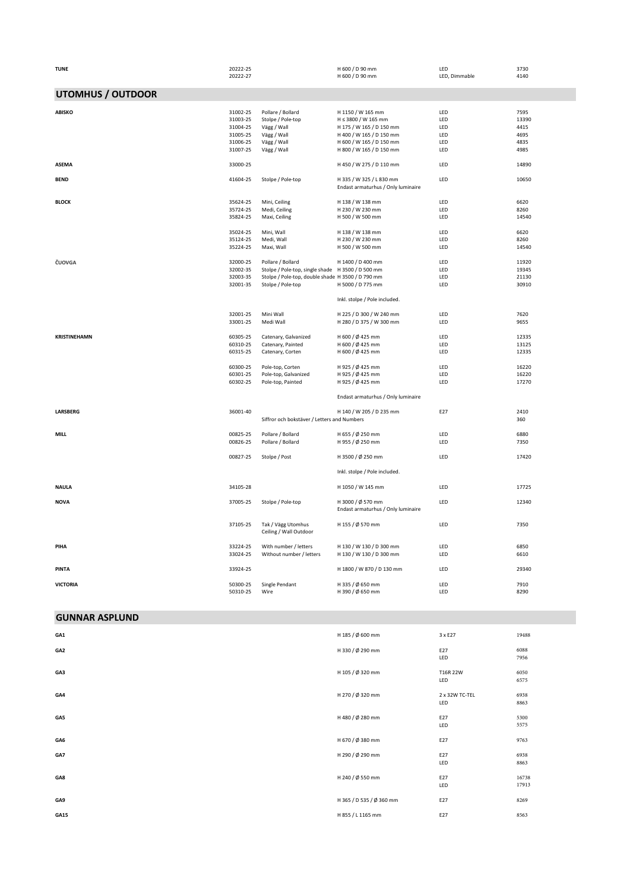| | | | | | |
|---|---|---|---|---|---|
| **TUNE** | 20222-25 | | H 600 / D 90 mm | LED | 3730 |
| | 20222-27 | | H 600 / D 90 mm | LED, Dimmable | 4140 |

## UTOMHUS / OUTDOOR

| | | | | | |
|---|---|---|---|---|---|
| **ABISKO** | 31002-25 | Pollare / Bollard | H 1150 / W 165 mm | LED | 7595 |
| | 31003-25 | Stolpe / Pole-top | H ≤ 3800 / W 165 mm | LED | 13390 |
| | 31004-25 | Vägg / Wall | H 175 / W 165 / D 150 mm | LED | 4415 |
| | 31005-25 | Vägg / Wall | H 400 / W 165 / D 150 mm | LED | 4695 |
| | 31006-25 | Vägg / Wall | H 600 / W 165 / D 150 mm | LED | 4835 |
| | 31007-25 | Vägg / Wall | H 800 / W 165 / D 150 mm | LED | 4985 |
| **ASEMA** | 33000-25 | | H 450 / W 275 / D 110 mm | LED | 14890 |
| **BEND** | 41604-25 | Stolpe / Pole-top | H 335 / W 325 / L 830 mm | LED | 10650 |
| | | | Endast armaturhus / Only luminaire | | |
| **BLOCK** | 35624-25 | Mini, Ceiling | H 138 / W 138 mm | LED | 6620 |
| | 35724-25 | Medi, Ceiling | H 230 / W 230 mm | LED | 8260 |
| | 35824-25 | Maxi, Ceiling | H 500 / W 500 mm | LED | 14540 |
| | 35024-25 | Mini, Wall | H 138 / W 138 mm | LED | 6620 |
| | 35124-25 | Medi, Wall | H 230 / W 230 mm | LED | 8260 |
| | 35224-25 | Maxi, Wall | H 500 / W 500 mm | LED | 14540 |
| **ČUOVGA** | 32000-25 | Pollare / Bollard | H 1400 / D 400 mm | LED | 11920 |
| | 32002-35 | Stolpe / Pole-top, single shade | H 3500 / D 500 mm | LED | 19345 |
| | 32003-35 | Stolpe / Pole-top, double shade | H 3500 / D 790 mm | LED | 21130 |
| | 32001-35 | Stolpe / Pole-top | H 5000 / D 775 mm | LED | 30910 |
| | | | Inkl. stolpe / Pole included. | | |
| | 32001-25 | Mini Wall | H 225 / D 300 / W 240 mm | LED | 7620 |
| | 33001-25 | Medi Wall | H 280 / D 375 / W 300 mm | LED | 9655 |
| **KRISTINEHAMN** | 60305-25 | Catenary, Galvanized | H 600 / Ø 425 mm | LED | 12335 |
| | 60310-25 | Catenary, Painted | H 600 / Ø 425 mm | LED | 13125 |
| | 60315-25 | Catenary, Corten | H 600 / Ø 425 mm | LED | 12335 |
| | 60300-25 | Pole-top, Corten | H 925 / Ø 425 mm | LED | 16220 |
| | 60301-25 | Pole-top, Galvanized | H 925 / Ø 425 mm | LED | 16220 |
| | 60302-25 | Pole-top, Painted | H 925 / Ø 425 mm | LED | 17270 |
| | | | Endast armaturhus / Only luminaire | | |
| **LARSBERG** | 36001-40 | | H 140 / W 205 / D 235 mm | E27 | 2410 |
| | | Siffror och bokstäver / Letters and Numbers | | | 360 |
| **MILL** | 00825-25 | Pollare / Bollard | H 655 / Ø 250 mm | LED | 6880 |
| | 00826-25 | Pollare / Bollard | H 955 / Ø 250 mm | LED | 7350 |
| | 00827-25 | Stolpe / Post | H 3500 / Ø 250 mm | LED | 17420 |
| | | | Inkl. stolpe / Pole included. | | |
| **NAULA** | 34105-28 | | H 1050 / W 145 mm | LED | 17725 |
| **NOVA** | 37005-25 | Stolpe / Pole-top | H 3000 / Ø 570 mm | LED | 12340 |
| | | | Endast armaturhus / Only luminaire | | |
| | 37105-25 | Tak / Vägg Utomhus Ceiling / Wall Outdoor | H 155 / Ø 570 mm | LED | 7350 |
| **PIHA** | 33224-25 | With number / letters | H 130 / W 130 / D 300 mm | LED | 6850 |
| | 33024-25 | Without number / letters | H 130 / W 130 / D 300 mm | LED | 6610 |
| **PINTA** | 33924-25 | | H 1800 / W 870 / D 130 mm | LED | 29340 |
| **VICTORIA** | 50300-25 | Single Pendant | H 335 / Ø 650 mm | LED | 7910 |
| | 50310-25 | Wire | H 390 / Ø 650 mm | LED | 8290 |

## GUNNAR ASPLUND

| | | | |
|---|---|---|---|
| **GA1** | H 185 / Ø 600 mm | 3 x E27 | 19488 |
| **GA2** | H 330 / Ø 290 mm | E27 | 6088 |
| | | LED | 7956 |
| **GA3** | H 105 / Ø 320 mm | T16R 22W | 6050 |
| | | LED | 6575 |
| **GA4** | H 270 / Ø 320 mm | 2 x 32W TC-TEL | 6938 |
| | | LED | 8863 |
| **GA5** | H 480 / Ø 280 mm | E27 | 5300 |
| | | LED | 5575 |
| **GA6** | H 670 / Ø 380 mm | E27 | 9763 |
| **GA7** | H 290 / Ø 290 mm | E27 | 6938 |
| | | LED | 8863 |
| **GA8** | H 240 / Ø 550 mm | E27 | 16738 |
| | | LED | 17913 |
| **GA9** | H 365 / D 535 / Ø 360 mm | E27 | 8269 |
| **GA15** | H 855 / L 1165 mm | E27 | 8563 |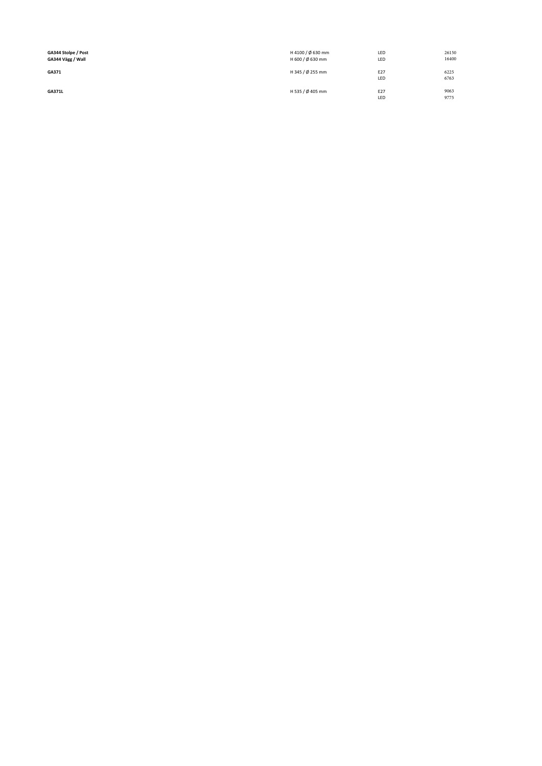| | | | |
|---|---|---|---|
| **GA344 Stolpe / Post** | H 4100 / Ø 630 mm | LED | 26150 |
| **GA344 Vägg / Wall** | H 600 / Ø 630 mm | LED | 16400 |
| **GA371** | H 345 / Ø 255 mm | E27 | 6225 |
| | | LED | 6763 |
| **GA371L** | H 535 / Ø 405 mm | E27 | 9063 |
| | | LED | 9775 |